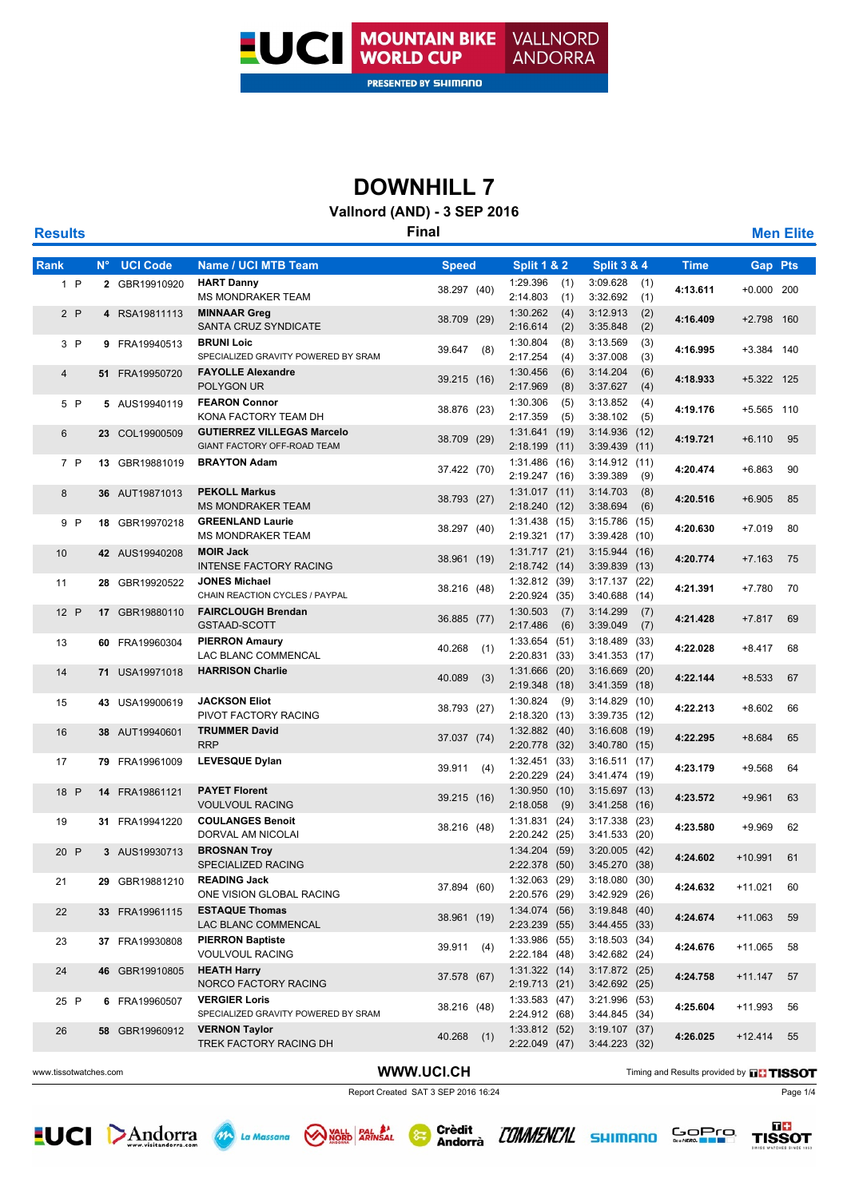UCI MOUNTAIN BIKE WORLD CUP VALLNORD ANDORRA

PRESENTED BY SHIMANO

# DOWNHILL 7

## Vallnord (AND) - 3 SEP 2016

**Results** — **Final** — **Men Elite**

| Rank | | N° | UCI Code | Name / UCI MTB Team | Speed | Split 1 & 2 | Split 3 & 4 | Time | Gap | Pts |
|---|---|---|---|---|---|---|---|---|---|---|
| 1 | P | 2 | GBR19910920 | **HART Danny** MS MONDRAKER TEAM | 38.297 (40) | 1:29.396 (1) 2:14.803 (1) | 3:09.628 (1) 3:32.692 (1) | **4:13.611** | +0.000 | 200 |
| 2 | P | 4 | RSA19811113 | **MINNAAR Greg** SANTA CRUZ SYNDICATE | 38.709 (29) | 1:30.262 (4) 2:16.614 (2) | 3:12.913 (2) 3:35.848 (2) | **4:16.409** | +2.798 | 160 |
| 3 | P | 9 | FRA19940513 | **BRUNI Loic** SPECIALIZED GRAVITY POWERED BY SRAM | 39.647 (8) | 1:30.804 (8) 2:17.254 (4) | 3:13.569 (3) 3:37.008 (3) | **4:16.995** | +3.384 | 140 |
| 4 | | 51 | FRA19950720 | **FAYOLLE Alexandre** POLYGON UR | 39.215 (16) | 1:30.456 (6) 2:17.969 (8) | 3:14.204 (6) 3:37.627 (4) | **4:18.933** | +5.322 | 125 |
| 5 | P | 5 | AUS19940119 | **FEARON Connor** KONA FACTORY TEAM DH | 38.876 (23) | 1:30.306 (5) 2:17.359 (5) | 3:13.852 (4) 3:38.102 (5) | **4:19.176** | +5.565 | 110 |
| 6 | | 23 | COL19900509 | **GUTIERREZ VILLEGAS Marcelo** GIANT FACTORY OFF-ROAD TEAM | 38.709 (29) | 1:31.641 (19) 2:18.199 (11) | 3:14.936 (12) 3:39.439 (11) | **4:19.721** | +6.110 | 95 |
| 7 | P | 13 | GBR19881019 | **BRAYTON Adam** | 37.422 (70) | 1:31.486 (16) 2:19.247 (16) | 3:14.912 (11) 3:39.389 (9) | **4:20.474** | +6.863 | 90 |
| 8 | | 36 | AUT19871013 | **PEKOLL Markus** MS MONDRAKER TEAM | 38.793 (27) | 1:31.017 (11) 2:18.240 (12) | 3:14.703 (8) 3:38.694 (6) | **4:20.516** | +6.905 | 85 |
| 9 | P | 18 | GBR19970218 | **GREENLAND Laurie** MS MONDRAKER TEAM | 38.297 (40) | 1:31.438 (15) 2:19.321 (17) | 3:15.786 (15) 3:39.428 (10) | **4:20.630** | +7.019 | 80 |
| 10 | | 42 | AUS19940208 | **MOIR Jack** INTENSE FACTORY RACING | 38.961 (19) | 1:31.717 (21) 2:18.742 (14) | 3:15.944 (16) 3:39.839 (13) | **4:20.774** | +7.163 | 75 |
| 11 | | 28 | GBR19920522 | **JONES Michael** CHAIN REACTION CYCLES / PAYPAL | 38.216 (48) | 1:32.812 (39) 2:20.924 (35) | 3:17.137 (22) 3:40.688 (14) | **4:21.391** | +7.780 | 70 |
| 12 | P | 17 | GBR19880110 | **FAIRCLOUGH Brendan** GSTAAD-SCOTT | 36.885 (77) | 1:30.503 (7) 2:17.486 (6) | 3:14.299 (7) 3:39.049 (7) | **4:21.428** | +7.817 | 69 |
| 13 | | 60 | FRA19960304 | **PIERRON Amaury** LAC BLANC COMMENCAL | 40.268 (1) | 1:33.654 (51) 2:20.831 (33) | 3:18.489 (33) 3:41.353 (17) | **4:22.028** | +8.417 | 68 |
| 14 | | 71 | USA19971018 | **HARRISON Charlie** | 40.089 (3) | 1:31.666 (20) 2:19.348 (18) | 3:16.669 (20) 3:41.359 (18) | **4:22.144** | +8.533 | 67 |
| 15 | | 43 | USA19900619 | **JACKSON Eliot** PIVOT FACTORY RACING | 38.793 (27) | 1:30.824 (9) 2:18.320 (13) | 3:14.829 (10) 3:39.735 (12) | **4:22.213** | +8.602 | 66 |
| 16 | | 38 | AUT19940601 | **TRUMMER David** RRP | 37.037 (74) | 1:32.882 (40) 2:20.778 (32) | 3:16.608 (19) 3:40.780 (15) | **4:22.295** | +8.684 | 65 |
| 17 | | 79 | FRA19961009 | **LEVESQUE Dylan** | 39.911 (4) | 1:32.451 (33) 2:20.229 (24) | 3:16.511 (17) 3:41.474 (19) | **4:23.179** | +9.568 | 64 |
| 18 | P | 14 | FRA19861121 | **PAYET Florent** VOULVOUL RACING | 39.215 (16) | 1:30.950 (10) 2:18.058 (9) | 3:15.697 (13) 3:41.258 (16) | **4:23.572** | +9.961 | 63 |
| 19 | | 31 | FRA19941220 | **COULANGES Benoit** DORVAL AM NICOLAI | 38.216 (48) | 1:31.831 (24) 2:20.242 (25) | 3:17.338 (23) 3:41.533 (20) | **4:23.580** | +9.969 | 62 |
| 20 | P | 3 | AUS19930713 | **BROSNAN Troy** SPECIALIZED RACING | | 1:34.204 (59) 2:22.378 (50) | 3:20.005 (42) 3:45.270 (38) | **4:24.602** | +10.991 | 61 |
| 21 | | 29 | GBR19881210 | **READING Jack** ONE VISION GLOBAL RACING | 37.894 (60) | 1:32.063 (29) 2:20.576 (29) | 3:18.080 (30) 3:42.929 (26) | **4:24.632** | +11.021 | 60 |
| 22 | | 33 | FRA19961115 | **ESTAQUE Thomas** LAC BLANC COMMENCAL | 38.961 (19) | 1:34.074 (56) 2:23.239 (55) | 3:19.848 (40) 3:44.455 (33) | **4:24.674** | +11.063 | 59 |
| 23 | | 37 | FRA19930808 | **PIERRON Baptiste** VOULVOUL RACING | 39.911 (4) | 1:33.986 (55) 2:22.184 (48) | 3:18.503 (34) 3:42.682 (24) | **4:24.676** | +11.065 | 58 |
| 24 | | 46 | GBR19910805 | **HEATH Harry** NORCO FACTORY RACING | 37.578 (67) | 1:31.322 (14) 2:19.713 (21) | 3:17.872 (25) 3:42.692 (25) | **4:24.758** | +11.147 | 57 |
| 25 | P | 6 | FRA19960507 | **VERGIER Loris** SPECIALIZED GRAVITY POWERED BY SRAM | 38.216 (48) | 1:33.583 (47) 2:24.912 (68) | 3:21.996 (53) 3:44.845 (34) | **4:25.604** | +11.993 | 56 |
| 26 | | 58 | GBR19960912 | **VERNON Taylor** TREK FACTORY RACING DH | 40.268 (1) | 1:33.812 (52) 2:22.049 (47) | 3:19.107 (37) 3:44.223 (32) | **4:26.025** | +12.414 | 55 |

www.tissotwatches.com — **WWW.UCI.CH** — Timing and Results provided by TISSOT

Report Created SAT 3 SEP 2016 16:24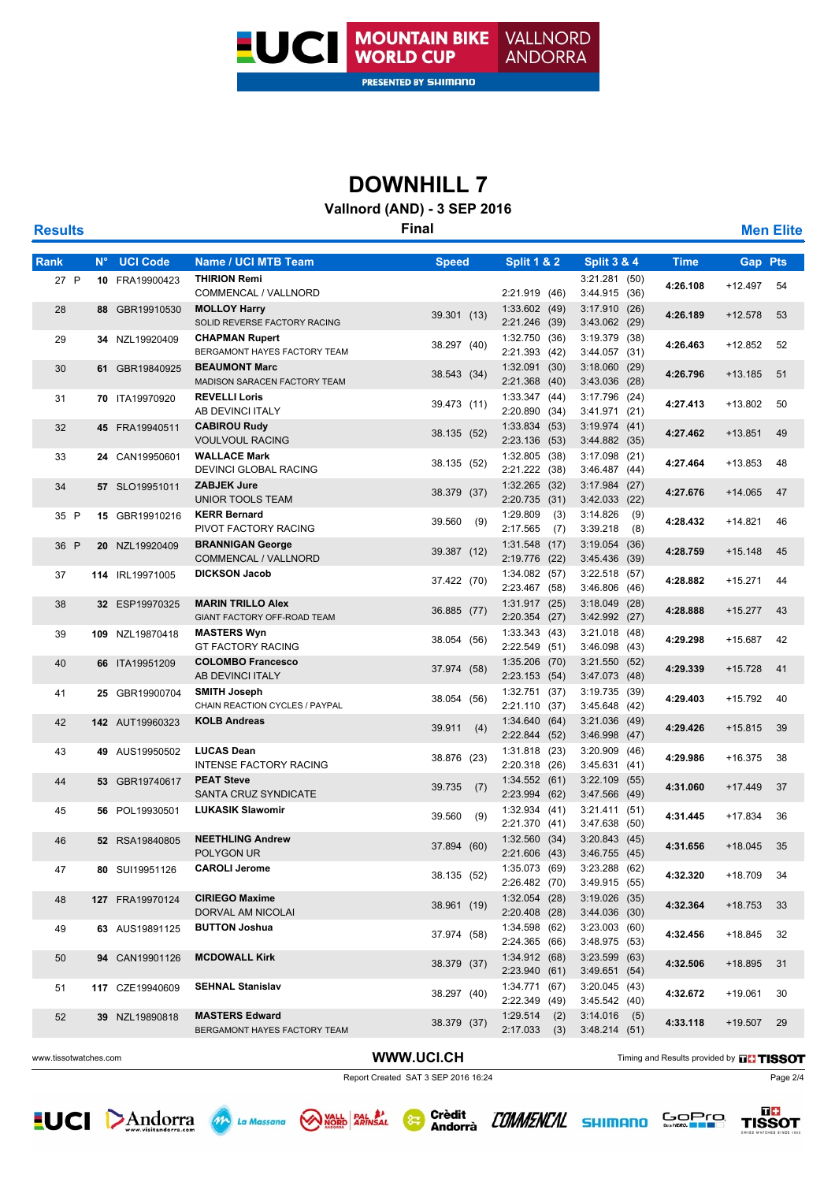# DOWNHILL 7

## Vallnord (AND) - 3 SEP 2016

**Results** | **Final** | **Men Elite**

| Rank | N° | UCI Code | Name / UCI MTB Team | Speed | Split 1 & 2 | Split 3 & 4 | Time | Gap | Pts |
|---|---|---|---|---|---|---|---|---|---|
| 27 P | 10 | FRA19900423 | **THIRION Remi**<br>COMMENCAL / VALLNORD | | <br>2:21.919 (46) | 3:21.281 (50)<br>3:44.915 (36) | 4:26.108 | +12.497 | 54 |
| 28 | 88 | GBR19910530 | **MOLLOY Harry**<br>SOLID REVERSE FACTORY RACING | 39.301 (13) | 1:33.602 (49)<br>2:21.246 (39) | 3:17.910 (26)<br>3:43.062 (29) | 4:26.189 | +12.578 | 53 |
| 29 | 34 | NZL19920409 | **CHAPMAN Rupert**<br>BERGAMONT HAYES FACTORY TEAM | 38.297 (40) | 1:32.750 (36)<br>2:21.393 (42) | 3:19.379 (38)<br>3:44.057 (31) | 4:26.463 | +12.852 | 52 |
| 30 | 61 | GBR19840925 | **BEAUMONT Marc**<br>MADISON SARACEN FACTORY TEAM | 38.543 (34) | 1:32.091 (30)<br>2:21.368 (40) | 3:18.060 (29)<br>3:43.036 (28) | 4:26.796 | +13.185 | 51 |
| 31 | 70 | ITA19970920 | **REVELLI Loris**<br>AB DEVINCI ITALY | 39.473 (11) | 1:33.347 (44)<br>2:20.890 (34) | 3:17.796 (24)<br>3:41.971 (21) | 4:27.413 | +13.802 | 50 |
| 32 | 45 | FRA19940511 | **CABIROU Rudy**<br>VOULVOUL RACING | 38.135 (52) | 1:33.834 (53)<br>2:23.136 (53) | 3:19.974 (41)<br>3:44.882 (35) | 4:27.462 | +13.851 | 49 |
| 33 | 24 | CAN19950601 | **WALLACE Mark**<br>DEVINCI GLOBAL RACING | 38.135 (52) | 1:32.805 (38)<br>2:21.222 (38) | 3:17.098 (21)<br>3:46.487 (44) | 4:27.464 | +13.853 | 48 |
| 34 | 57 | SLO19951011 | **ZABJEK Jure**<br>UNIOR TOOLS TEAM | 38.379 (37) | 1:32.265 (32)<br>2:20.735 (31) | 3:17.984 (27)<br>3:42.033 (22) | 4:27.676 | +14.065 | 47 |
| 35 P | 15 | GBR19910216 | **KERR Bernard**<br>PIVOT FACTORY RACING | 39.560 (9) | 1:29.809 (3)<br>2:17.565 (7) | 3:14.826 (9)<br>3:39.218 (8) | 4:28.432 | +14.821 | 46 |
| 36 P | 20 | NZL19920409 | **BRANNIGAN George**<br>COMMENCAL / VALLNORD | 39.387 (12) | 1:31.548 (17)<br>2:19.776 (22) | 3:19.054 (36)<br>3:45.436 (39) | 4:28.759 | +15.148 | 45 |
| 37 | 114 | IRL19971005 | **DICKSON Jacob** | 37.422 (70) | 1:34.082 (57)<br>2:23.467 (58) | 3:22.518 (57)<br>3:46.806 (46) | 4:28.882 | +15.271 | 44 |
| 38 | 32 | ESP19970325 | **MARIN TRILLO Alex**<br>GIANT FACTORY OFF-ROAD TEAM | 36.885 (77) | 1:31.917 (25)<br>2:20.354 (27) | 3:18.049 (28)<br>3:42.992 (27) | 4:28.888 | +15.277 | 43 |
| 39 | 109 | NZL19870418 | **MASTERS Wyn**<br>GT FACTORY RACING | 38.054 (56) | 1:33.343 (43)<br>2:22.549 (51) | 3:21.018 (48)<br>3:46.098 (43) | 4:29.298 | +15.687 | 42 |
| 40 | 66 | ITA19951209 | **COLOMBO Francesco**<br>AB DEVINCI ITALY | 37.974 (58) | 1:35.206 (70)<br>2:23.153 (54) | 3:21.550 (52)<br>3:47.073 (48) | 4:29.339 | +15.728 | 41 |
| 41 | 25 | GBR19900704 | **SMITH Joseph**<br>CHAIN REACTION CYCLES / PAYPAL | 38.054 (56) | 1:32.751 (37)<br>2:21.110 (37) | 3:19.735 (39)<br>3:45.648 (42) | 4:29.403 | +15.792 | 40 |
| 42 | 142 | AUT19960323 | **KOLB Andreas** | 39.911 (4) | 1:34.640 (64)<br>2:22.844 (52) | 3:21.036 (49)<br>3:46.998 (47) | 4:29.426 | +15.815 | 39 |
| 43 | 49 | AUS19950502 | **LUCAS Dean**<br>INTENSE FACTORY RACING | 38.876 (23) | 1:31.818 (23)<br>2:20.318 (26) | 3:20.909 (46)<br>3:45.631 (41) | 4:29.986 | +16.375 | 38 |
| 44 | 53 | GBR19740617 | **PEAT Steve**<br>SANTA CRUZ SYNDICATE | 39.735 (7) | 1:34.552 (61)<br>2:23.994 (62) | 3:22.109 (55)<br>3:47.566 (49) | 4:31.060 | +17.449 | 37 |
| 45 | 56 | POL19930501 | **LUKASIK Slawomir** | 39.560 (9) | 1:32.934 (41)<br>2:21.370 (41) | 3:21.411 (51)<br>3:47.638 (50) | 4:31.445 | +17.834 | 36 |
| 46 | 52 | RSA19840805 | **NEETHLING Andrew**<br>POLYGON UR | 37.894 (60) | 1:32.560 (34)<br>2:21.606 (43) | 3:20.843 (45)<br>3:46.755 (45) | 4:31.656 | +18.045 | 35 |
| 47 | 80 | SUI19951126 | **CAROLI Jerome** | 38.135 (52) | 1:35.073 (69)<br>2:26.482 (70) | 3:23.288 (62)<br>3:49.915 (55) | 4:32.320 | +18.709 | 34 |
| 48 | 127 | FRA19970124 | **CIRIEGO Maxime**<br>DORVAL AM NICOLAI | 38.961 (19) | 1:32.054 (28)<br>2:20.408 (28) | 3:19.026 (35)<br>3:44.036 (30) | 4:32.364 | +18.753 | 33 |
| 49 | 63 | AUS19891125 | **BUTTON Joshua** | 37.974 (58) | 1:34.598 (62)<br>2:24.365 (66) | 3:23.003 (60)<br>3:48.975 (53) | 4:32.456 | +18.845 | 32 |
| 50 | 94 | CAN19901126 | **MCDOWALL Kirk** | 38.379 (37) | 1:34.912 (68)<br>2:23.940 (61) | 3:23.599 (63)<br>3:49.651 (54) | 4:32.506 | +18.895 | 31 |
| 51 | 117 | CZE19940609 | **SEHNAL Stanislav** | 38.297 (40) | 1:34.771 (67)<br>2:22.349 (49) | 3:20.045 (43)<br>3:45.542 (40) | 4:32.672 | +19.061 | 30 |
| 52 | 39 | NZL19890818 | **MASTERS Edward**<br>BERGAMONT HAYES FACTORY TEAM | 38.379 (37) | 1:29.514 (2)<br>2:17.033 (3) | 3:14.016 (5)<br>3:48.214 (51) | 4:33.118 | +19.507 | 29 |

www.tissotwatches.com | WWW.UCI.CH | Timing and Results provided by TISSOT

Report Created SAT 3 SEP 2016 16:24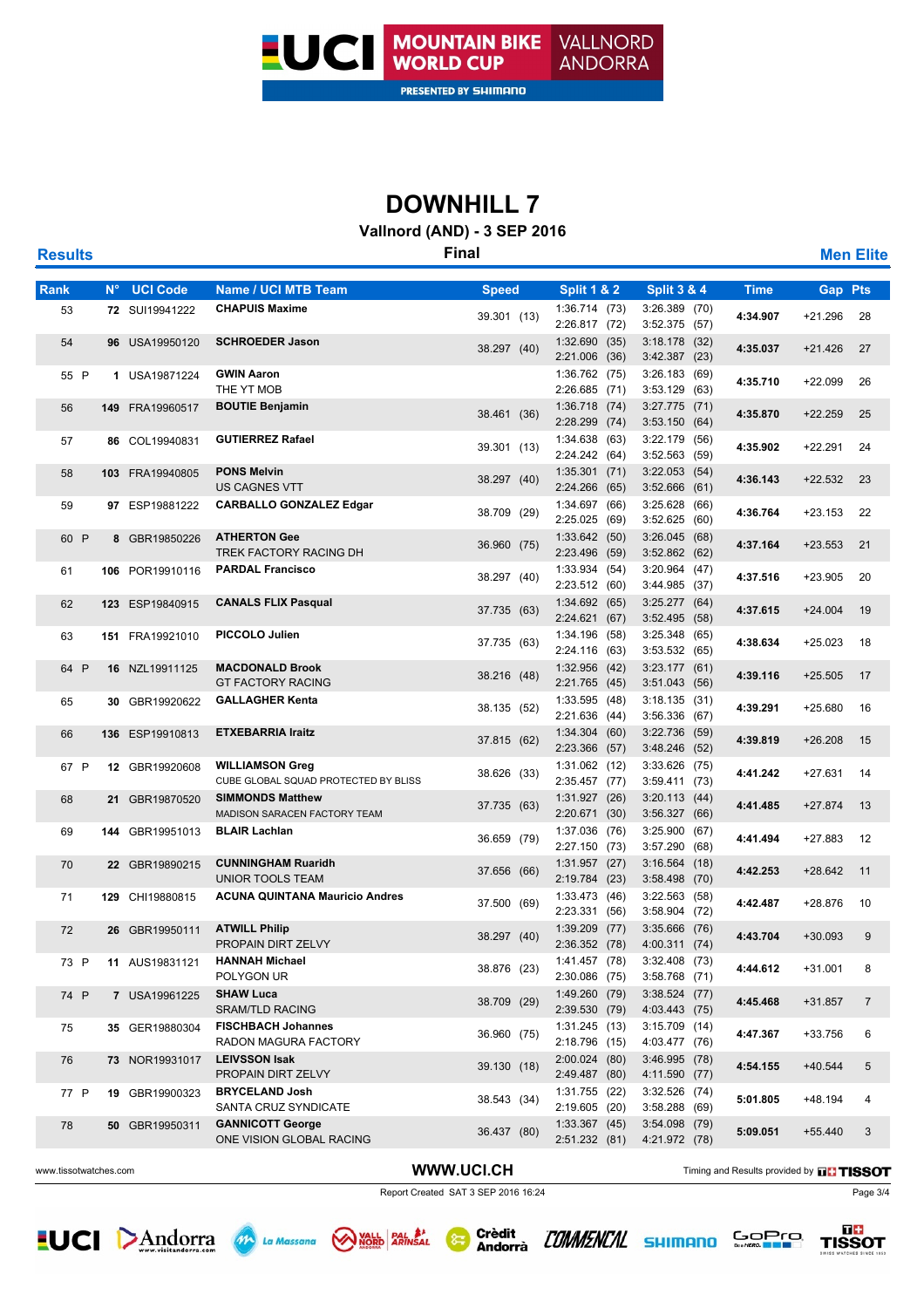# DOWNHILL 7

## Vallnord (AND) - 3 SEP 2016

**Results** | **Final** | **Men Elite**

| Rank | N° | UCI Code | Name / UCI MTB Team | Speed | Split 1 & 2 | Split 3 & 4 | Time | Gap | Pts |
|---|---|---|---|---|---|---|---|---|---|
| 53 | 72 | SUI19941222 | **CHAPUIS Maxime** | 39.301 (13) | 1:36.714 (73) 2:26.817 (72) | 3:26.389 (70) 3:52.375 (57) | 4:34.907 | +21.296 | 28 |
| 54 | 96 | USA19950120 | **SCHROEDER Jason** | 38.297 (40) | 1:32.690 (35) 2:21.006 (36) | 3:18.178 (32) 3:42.387 (23) | 4:35.037 | +21.426 | 27 |
| 55 P | 1 | USA19871224 | **GWIN Aaron** THE YT MOB | | 1:36.762 (75) 2:26.685 (71) | 3:26.183 (69) 3:53.129 (63) | 4:35.710 | +22.099 | 26 |
| 56 | 149 | FRA19960517 | **BOUTIE Benjamin** | 38.461 (36) | 1:36.718 (74) 2:28.299 (74) | 3:27.775 (71) 3:53.150 (64) | 4:35.870 | +22.259 | 25 |
| 57 | 86 | COL19940831 | **GUTIERREZ Rafael** | 39.301 (13) | 1:34.638 (63) 2:24.242 (64) | 3:22.179 (56) 3:52.563 (59) | 4:35.902 | +22.291 | 24 |
| 58 | 103 | FRA19940805 | **PONS Melvin** US CAGNES VTT | 38.297 (40) | 1:35.301 (71) 2:24.266 (65) | 3:22.053 (54) 3:52.666 (61) | 4:36.143 | +22.532 | 23 |
| 59 | 97 | ESP19881222 | **CARBALLO GONZALEZ Edgar** | 38.709 (29) | 1:34.697 (66) 2:25.025 (69) | 3:25.628 (66) 3:52.625 (60) | 4:36.764 | +23.153 | 22 |
| 60 P | 8 | GBR19850226 | **ATHERTON Gee** TREK FACTORY RACING DH | 36.960 (75) | 1:33.642 (50) 2:23.496 (59) | 3:26.045 (68) 3:52.862 (62) | 4:37.164 | +23.553 | 21 |
| 61 | 106 | POR19910116 | **PARDAL Francisco** | 38.297 (40) | 1:33.934 (54) 2:23.512 (60) | 3:20.964 (47) 3:44.985 (37) | 4:37.516 | +23.905 | 20 |
| 62 | 123 | ESP19840915 | **CANALS FLIX Pasqual** | 37.735 (63) | 1:34.692 (65) 2:24.621 (67) | 3:25.277 (64) 3:52.495 (58) | 4:37.615 | +24.004 | 19 |
| 63 | 151 | FRA19921010 | **PICCOLO Julien** | 37.735 (63) | 1:34.196 (58) 2:24.116 (63) | 3:25.348 (65) 3:53.532 (65) | 4:38.634 | +25.023 | 18 |
| 64 P | 16 | NZL19911125 | **MACDONALD Brook** GT FACTORY RACING | 38.216 (48) | 1:32.956 (42) 2:21.765 (45) | 3:23.177 (61) 3:51.043 (56) | 4:39.116 | +25.505 | 17 |
| 65 | 30 | GBR19920622 | **GALLAGHER Kenta** | 38.135 (52) | 1:33.595 (48) 2:21.636 (44) | 3:18.135 (31) 3:56.336 (67) | 4:39.291 | +25.680 | 16 |
| 66 | 136 | ESP19910813 | **ETXEBARRIA Iraitz** | 37.815 (62) | 1:34.304 (60) 2:23.366 (57) | 3:22.736 (59) 3:48.246 (52) | 4:39.819 | +26.208 | 15 |
| 67 P | 12 | GBR19920608 | **WILLIAMSON Greg** CUBE GLOBAL SQUAD PROTECTED BY BLISS | 38.626 (33) | 1:31.062 (12) 2:35.457 (77) | 3:33.626 (75) 3:59.411 (73) | 4:41.242 | +27.631 | 14 |
| 68 | 21 | GBR19870520 | **SIMMONDS Matthew** MADISON SARACEN FACTORY TEAM | 37.735 (63) | 1:31.927 (26) 2:20.671 (30) | 3:20.113 (44) 3:56.327 (66) | 4:41.485 | +27.874 | 13 |
| 69 | 144 | GBR19951013 | **BLAIR Lachlan** | 36.659 (79) | 1:37.036 (76) 2:27.150 (73) | 3:25.900 (67) 3:57.290 (68) | 4:41.494 | +27.883 | 12 |
| 70 | 22 | GBR19890215 | **CUNNINGHAM Ruaridh** UNIOR TOOLS TEAM | 37.656 (66) | 1:31.957 (27) 2:19.784 (23) | 3:16.564 (18) 3:58.498 (70) | 4:42.253 | +28.642 | 11 |
| 71 | 129 | CHI19880815 | **ACUNA QUINTANA Mauricio Andres** | 37.500 (69) | 1:33.473 (46) 2:23.331 (56) | 3:22.563 (58) 3:58.904 (72) | 4:42.487 | +28.876 | 10 |
| 72 | 26 | GBR19950111 | **ATWILL Philip** PROPAIN DIRT ZELVY | 38.297 (40) | 1:39.209 (77) 2:36.352 (78) | 3:35.666 (76) 4:00.311 (74) | 4:43.704 | +30.093 | 9 |
| 73 P | 11 | AUS19831121 | **HANNAH Michael** POLYGON UR | 38.876 (23) | 1:41.457 (78) 2:30.086 (75) | 3:32.408 (73) 3:58.768 (71) | 4:44.612 | +31.001 | 8 |
| 74 P | 7 | USA19961225 | **SHAW Luca** SRAM/TLD RACING | 38.709 (29) | 1:49.260 (79) 2:39.530 (79) | 3:38.524 (77) 4:03.443 (75) | 4:45.468 | +31.857 | 7 |
| 75 | 35 | GER19880304 | **FISCHBACH Johannes** RADON MAGURA FACTORY | 36.960 (75) | 1:31.245 (13) 2:18.796 (15) | 3:15.709 (14) 4:03.477 (76) | 4:47.367 | +33.756 | 6 |
| 76 | 73 | NOR19931017 | **LEIVSSON Isak** PROPAIN DIRT ZELVY | 39.130 (18) | 2:00.024 (80) 2:49.487 (80) | 3:46.995 (78) 4:11.590 (77) | 4:54.155 | +40.544 | 5 |
| 77 P | 19 | GBR19900323 | **BRYCELAND Josh** SANTA CRUZ SYNDICATE | 38.543 (34) | 1:31.755 (22) 2:19.605 (20) | 3:32.526 (74) 3:58.288 (69) | 5:01.805 | +48.194 | 4 |
| 78 | 50 | GBR19950311 | **GANNICOTT George** ONE VISION GLOBAL RACING | 36.437 (80) | 1:33.367 (45) 2:51.232 (81) | 3:54.098 (79) 4:21.972 (78) | 5:09.051 | +55.440 | 3 |

www.tissotwatches.com | WWW.UCI.CH | Timing and Results provided by TISSOT

Report Created SAT 3 SEP 2016 16:24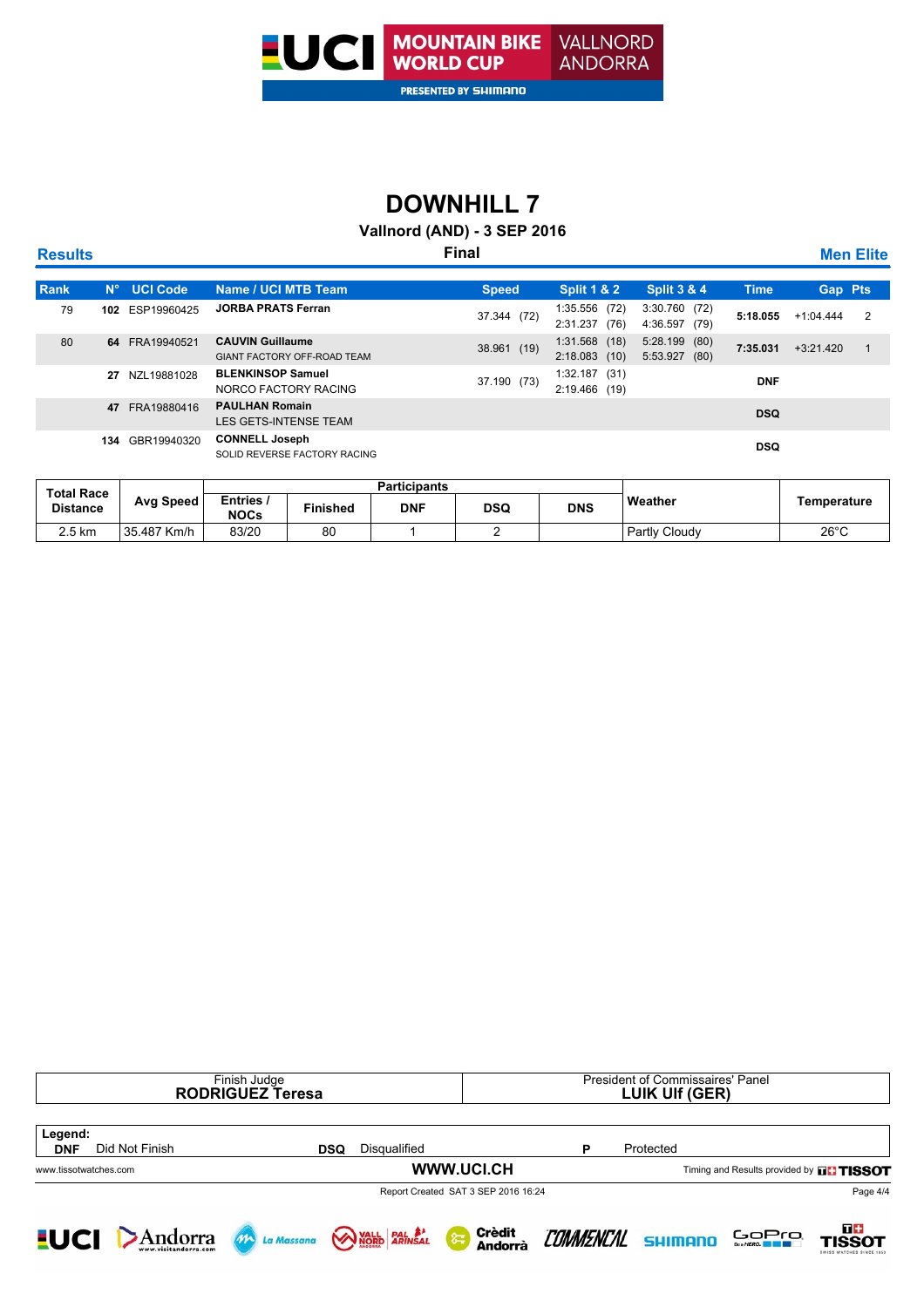# DOWNHILL 7

## Vallnord (AND) - 3 SEP 2016

**Results** | **Final** | **Men Elite**

| Rank | N° | UCI Code | Name / UCI MTB Team | Speed | Split 1 & 2 | Split 3 & 4 | Time | Gap | Pts |
|---|---|---|---|---|---|---|---|---|---|
| 79 | 102 | ESP19960425 | **JORBA PRATS Ferran** | 37.344 (72) | 1:35.556 (72) 2:31.237 (76) | 3:30.760 (72) 4:36.597 (79) | **5:18.055** | +1:04.444 | 2 |
| 80 | 64 | FRA19940521 | **CAUVIN Guillaume** GIANT FACTORY OFF-ROAD TEAM | 38.961 (19) | 1:31.568 (18) 2:18.083 (10) | 5:28.199 (80) 5:53.927 (80) | **7:35.031** | +3:21.420 | 1 |
| | 27 | NZL19881028 | **BLENKINSOP Samuel** NORCO FACTORY RACING | 37.190 (73) | 1:32.187 (31) 2:19.466 (19) | | **DNF** | | |
| | 47 | FRA19880416 | **PAULHAN Romain** LES GETS-INTENSE TEAM | | | | **DSQ** | | |
| | 134 | GBR19940320 | **CONNELL Joseph** SOLID REVERSE FACTORY RACING | | | | **DSQ** | | |

| Total Race Distance | Avg Speed | Participants | | | | | Weather | Temperature |
|---|---|---|---|---|---|---|---|---|
| | | Entries / NOCs | Finished | DNF | DSQ | DNS | | |
| 2.5 km | 35.487 Km/h | 83/20 | 80 | 1 | 2 | | Partly Cloudy | 26°C |

| Finish Judge | President of Commissaires' Panel |
|---|---|
| **RODRIGUEZ Teresa** | **LUIK Ulf (GER)** |

**Legend:**
**DNF** Did Not Finish | **DSQ** Disqualified | **P** Protected

www.tissotwatches.com | WWW.UCI.CH | Timing and Results provided by TISSOT

Report Created SAT 3 SEP 2016 16:24